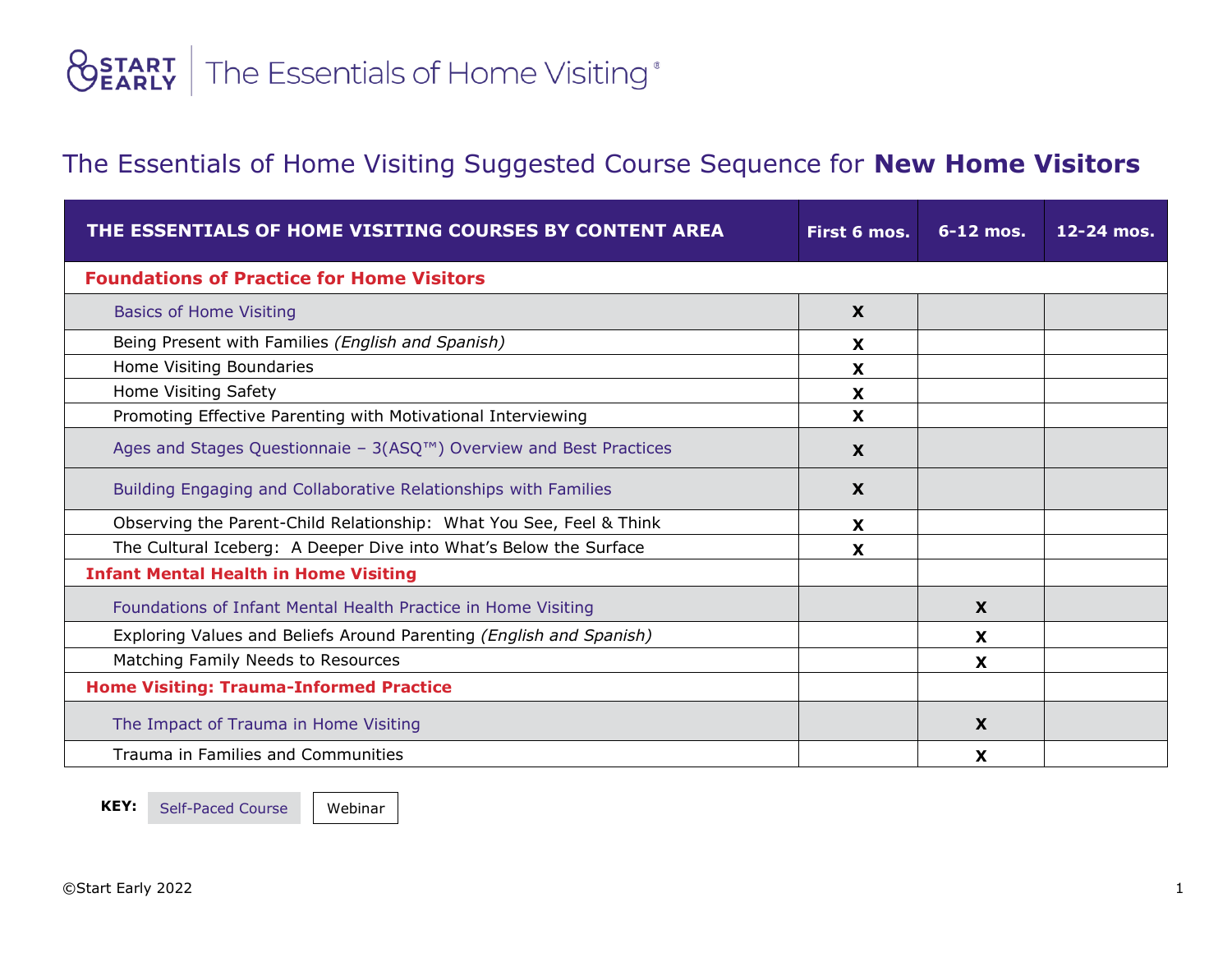START EARLY | The Essentials of Home Visiting®

# The Essentials of Home Visiting Suggested Course Sequence for **New Home Visitors**

| THE ESSENTIALS OF HOME VISITING COURSES BY CONTENT AREA | First 6 mos. | 6-12 mos. | 12-24 mos. |
|---|---|---|---|
| **Foundations of Practice for Home Visitors** | | | |
| Basics of Home Visiting | X | | |
| Being Present with Families *(English and Spanish)* | X | | |
| Home Visiting Boundaries | X | | |
| Home Visiting Safety | X | | |
| Promoting Effective Parenting with Motivational Interviewing | X | | |
| Ages and Stages Questionnaie – 3(ASQ™) Overview and Best Practices | X | | |
| Building Engaging and Collaborative Relationships with Families | X | | |
| Observing the Parent-Child Relationship: What You See, Feel & Think | X | | |
| The Cultural Iceberg: A Deeper Dive into What's Below the Surface | X | | |
| **Infant Mental Health in Home Visiting** | | | |
| Foundations of Infant Mental Health Practice in Home Visiting | | X | |
| Exploring Values and Beliefs Around Parenting *(English and Spanish)* | | X | |
| Matching Family Needs to Resources | | X | |
| **Home Visiting: Trauma-Informed Practice** | | | |
| The Impact of Trauma in Home Visiting | | X | |
| Trauma in Families and Communities | | X | |

**KEY:** Self-Paced Course | Webinar

©Start Early 2022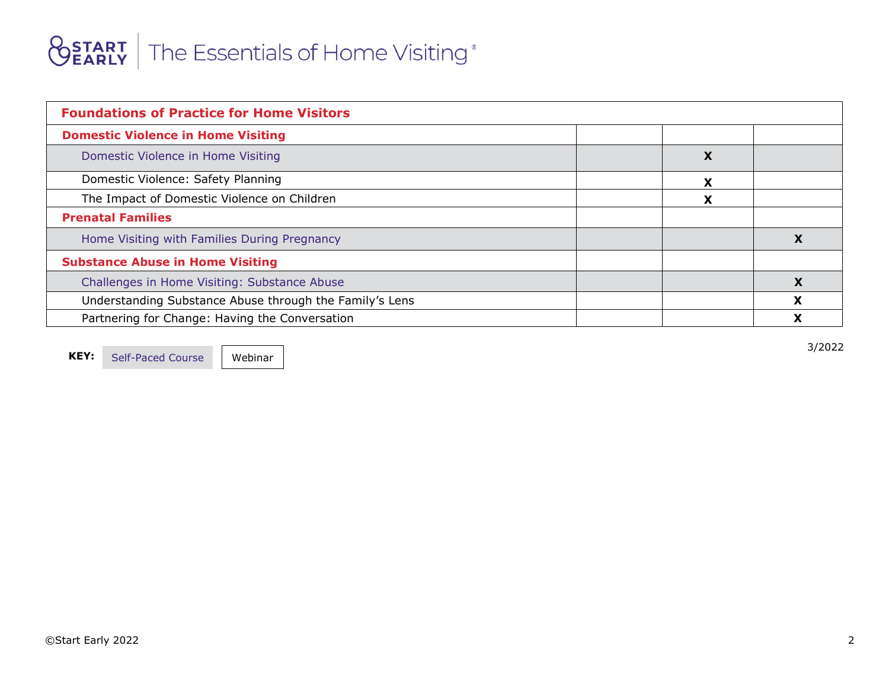# The Essentials of Home Visiting®

| Foundations of Practice for Home Visitors | | | |
|---|---|---|---|
| **Domestic Violence in Home Visiting** | | | |
| Domestic Violence in Home Visiting | | X | |
| Domestic Violence: Safety Planning | | X | |
| The Impact of Domestic Violence on Children | | X | |
| **Prenatal Families** | | | |
| Home Visiting with Families During Pregnancy | | | X |
| **Substance Abuse in Home Visiting** | | | |
| Challenges in Home Visiting: Substance Abuse | | | X |
| Understanding Substance Abuse through the Family's Lens | | | X |
| Partnering for Change: Having the Conversation | | | X |

**KEY:** Self-Paced Course | Webinar

3/2022

©Start Early 2022